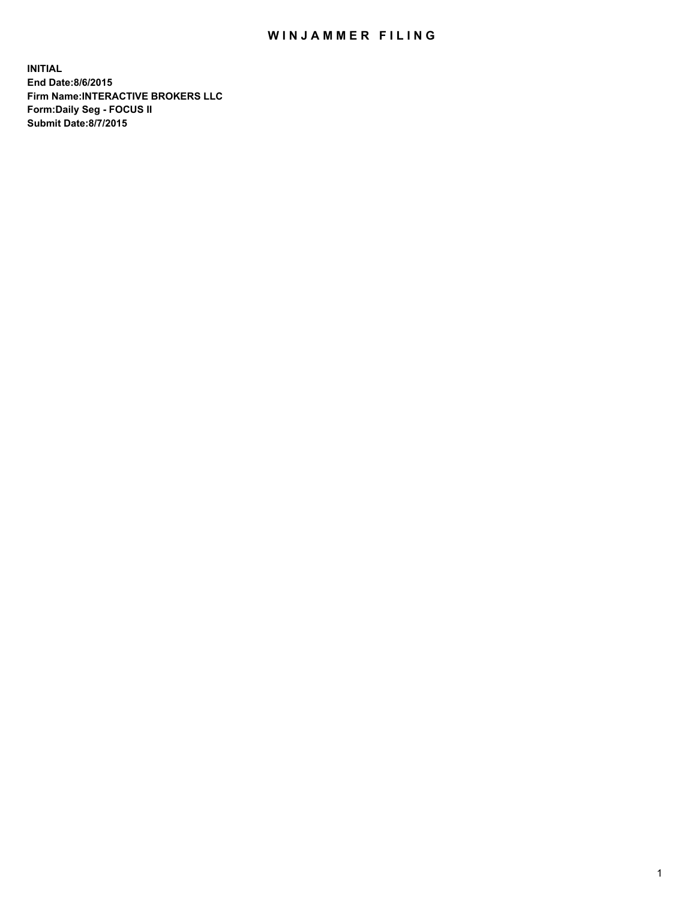# WINJAMMER FILING

**INITIAL**
**End Date:8/6/2015**
**Firm Name:INTERACTIVE BROKERS LLC**
**Form:Daily Seg - FOCUS II**
**Submit Date:8/7/2015**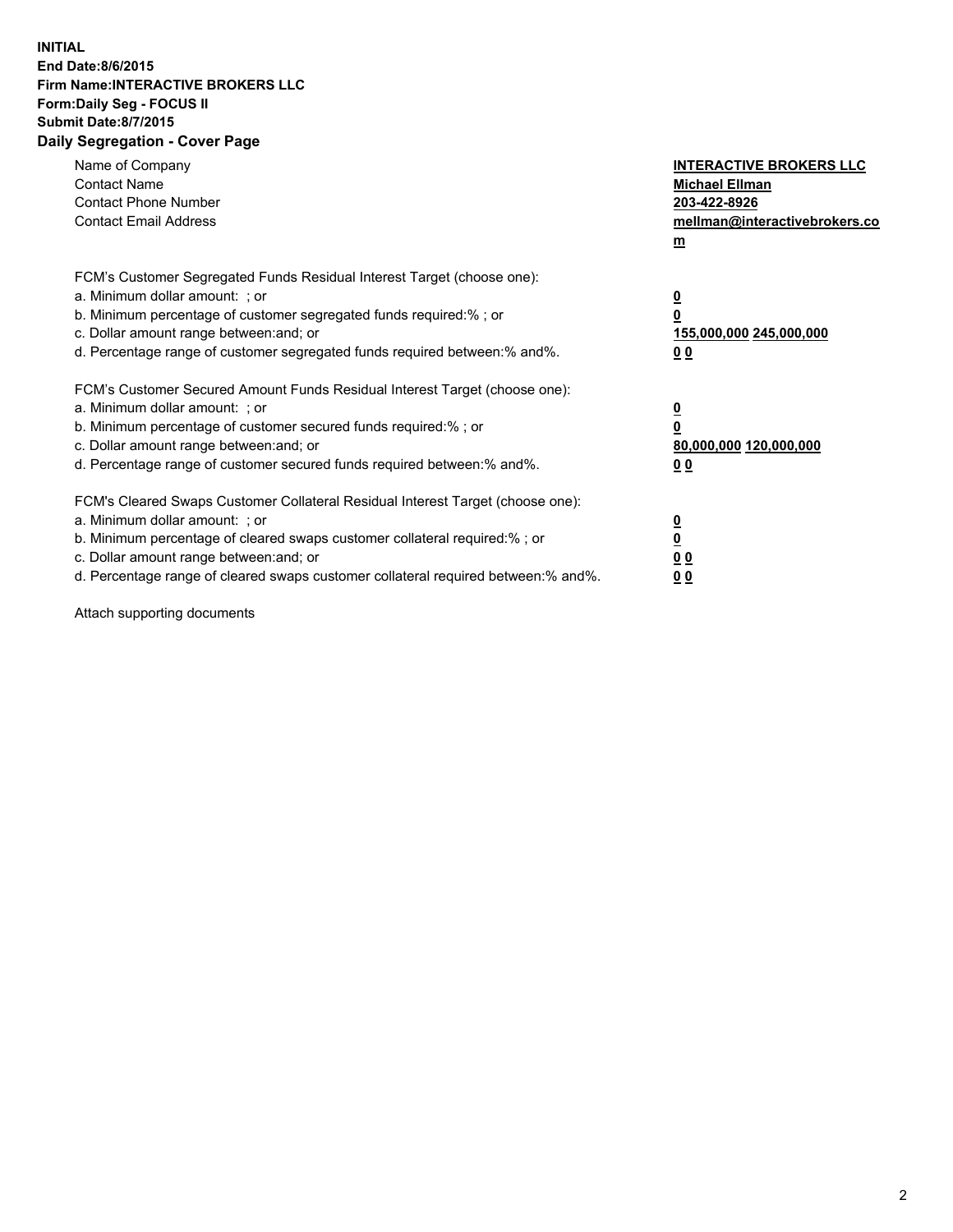**INITIAL**
**End Date:8/6/2015**
**Firm Name:INTERACTIVE BROKERS LLC**
**Form:Daily Seg - FOCUS II**
**Submit Date:8/7/2015**

**Daily Segregation - Cover Page**

| | |
|---|---|
| Name of Company | **INTERACTIVE BROKERS LLC** |
| Contact Name | **Michael Ellman** |
| Contact Phone Number | **203-422-8926** |
| Contact Email Address | **mellman@interactivebrokers.com** |

FCM's Customer Segregated Funds Residual Interest Target (choose one):

| | |
|---|---|
| a. Minimum dollar amount: ; or | **0** |
| b. Minimum percentage of customer segregated funds required:% ; or | **0** |
| c. Dollar amount range between:and; or | **155,000,000 245,000,000** |
| d. Percentage range of customer segregated funds required between:% and%. | **0 0** |

FCM's Customer Secured Amount Funds Residual Interest Target (choose one):

| | |
|---|---|
| a. Minimum dollar amount: ; or | **0** |
| b. Minimum percentage of customer secured funds required:% ; or | **0** |
| c. Dollar amount range between:and; or | **80,000,000 120,000,000** |
| d. Percentage range of customer secured funds required between:% and%. | **0 0** |

FCM's Cleared Swaps Customer Collateral Residual Interest Target (choose one):

| | |
|---|---|
| a. Minimum dollar amount: ; or | **0** |
| b. Minimum percentage of cleared swaps customer collateral required:% ; or | **0** |
| c. Dollar amount range between:and; or | **0 0** |
| d. Percentage range of cleared swaps customer collateral required between:% and%. | **0 0** |

Attach supporting documents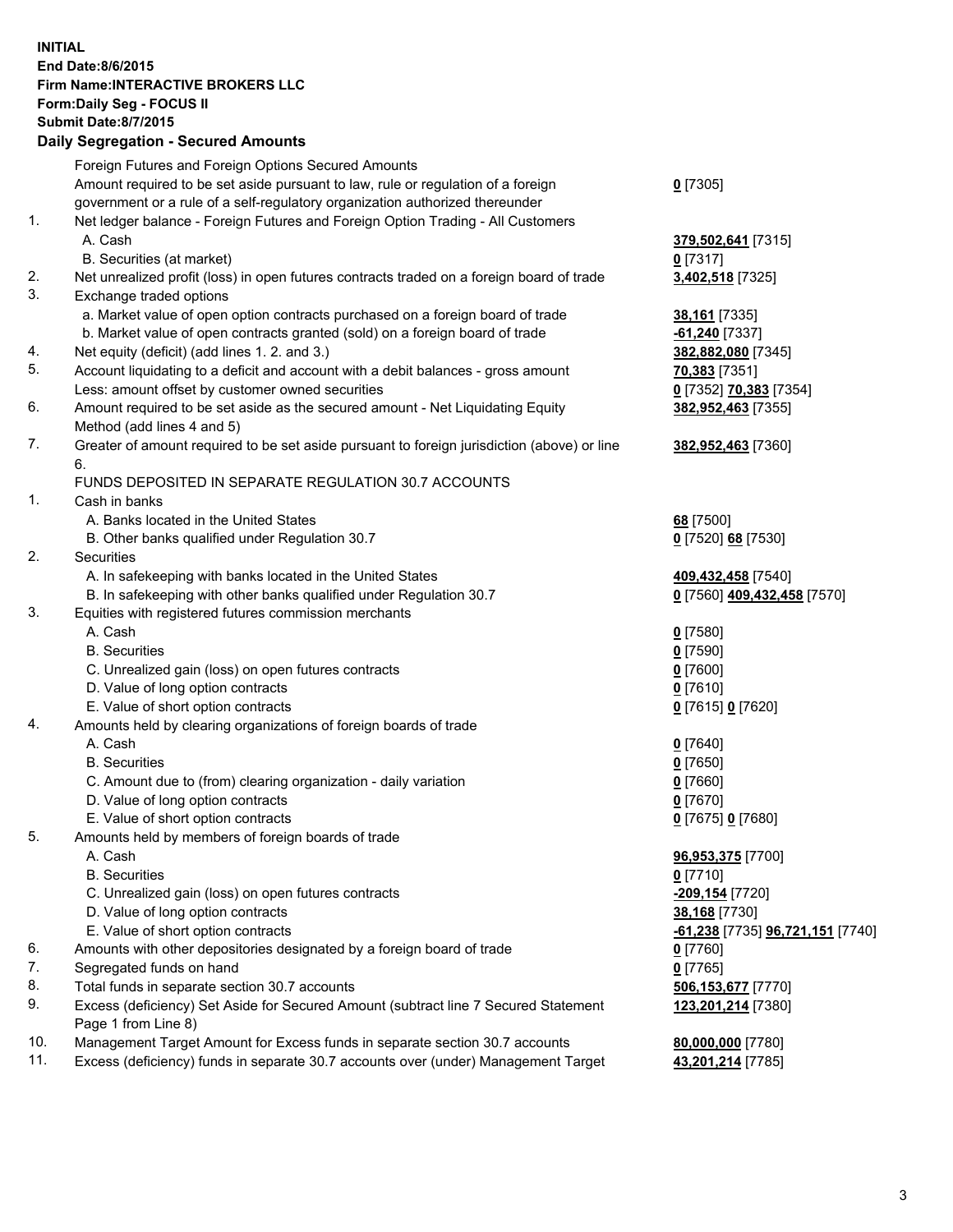**INITIAL**
**End Date:8/6/2015**
**Firm Name:INTERACTIVE BROKERS LLC**
**Form:Daily Seg - FOCUS II**
**Submit Date:8/7/2015**

## Daily Segregation - Secured Amounts

| | | |
|---|---|---|
| | Foreign Futures and Foreign Options Secured Amounts | |
| | Amount required to be set aside pursuant to law, rule or regulation of a foreign government or a rule of a self-regulatory organization authorized thereunder | **0** [7305] |
| 1. | Net ledger balance - Foreign Futures and Foreign Option Trading - All Customers | |
| | A. Cash | **379,502,641** [7315] |
| | B. Securities (at market) | **0** [7317] |
| 2. | Net unrealized profit (loss) in open futures contracts traded on a foreign board of trade | **3,402,518** [7325] |
| 3. | Exchange traded options | |
| | a. Market value of open option contracts purchased on a foreign board of trade | **38,161** [7335] |
| | b. Market value of open contracts granted (sold) on a foreign board of trade | **-61,240** [7337] |
| 4. | Net equity (deficit) (add lines 1. 2. and 3.) | **382,882,080** [7345] |
| 5. | Account liquidating to a deficit and account with a debit balances - gross amount | **70,383** [7351] |
| | Less: amount offset by customer owned securities | **0** [7352] **70,383** [7354] |
| 6. | Amount required to be set aside as the secured amount - Net Liquidating Equity Method (add lines 4 and 5) | **382,952,463** [7355] |
| 7. | Greater of amount required to be set aside pursuant to foreign jurisdiction (above) or line 6. | **382,952,463** [7360] |
| | FUNDS DEPOSITED IN SEPARATE REGULATION 30.7 ACCOUNTS | |
| 1. | Cash in banks | |
| | A. Banks located in the United States | **68** [7500] |
| | B. Other banks qualified under Regulation 30.7 | **0** [7520] **68** [7530] |
| 2. | Securities | |
| | A. In safekeeping with banks located in the United States | **409,432,458** [7540] |
| | B. In safekeeping with other banks qualified under Regulation 30.7 | **0** [7560] **409,432,458** [7570] |
| 3. | Equities with registered futures commission merchants | |
| | A. Cash | **0** [7580] |
| | B. Securities | **0** [7590] |
| | C. Unrealized gain (loss) on open futures contracts | **0** [7600] |
| | D. Value of long option contracts | **0** [7610] |
| | E. Value of short option contracts | **0** [7615] **0** [7620] |
| 4. | Amounts held by clearing organizations of foreign boards of trade | |
| | A. Cash | **0** [7640] |
| | B. Securities | **0** [7650] |
| | C. Amount due to (from) clearing organization - daily variation | **0** [7660] |
| | D. Value of long option contracts | **0** [7670] |
| | E. Value of short option contracts | **0** [7675] **0** [7680] |
| 5. | Amounts held by members of foreign boards of trade | |
| | A. Cash | **96,953,375** [7700] |
| | B. Securities | **0** [7710] |
| | C. Unrealized gain (loss) on open futures contracts | **-209,154** [7720] |
| | D. Value of long option contracts | **38,168** [7730] |
| | E. Value of short option contracts | **-61,238** [7735] **96,721,151** [7740] |
| 6. | Amounts with other depositories designated by a foreign board of trade | **0** [7760] |
| 7. | Segregated funds on hand | **0** [7765] |
| 8. | Total funds in separate section 30.7 accounts | **506,153,677** [7770] |
| 9. | Excess (deficiency) Set Aside for Secured Amount (subtract line 7 Secured Statement Page 1 from Line 8) | **123,201,214** [7380] |
| 10. | Management Target Amount for Excess funds in separate section 30.7 accounts | **80,000,000** [7780] |
| 11. | Excess (deficiency) funds in separate 30.7 accounts over (under) Management Target | **43,201,214** [7785] |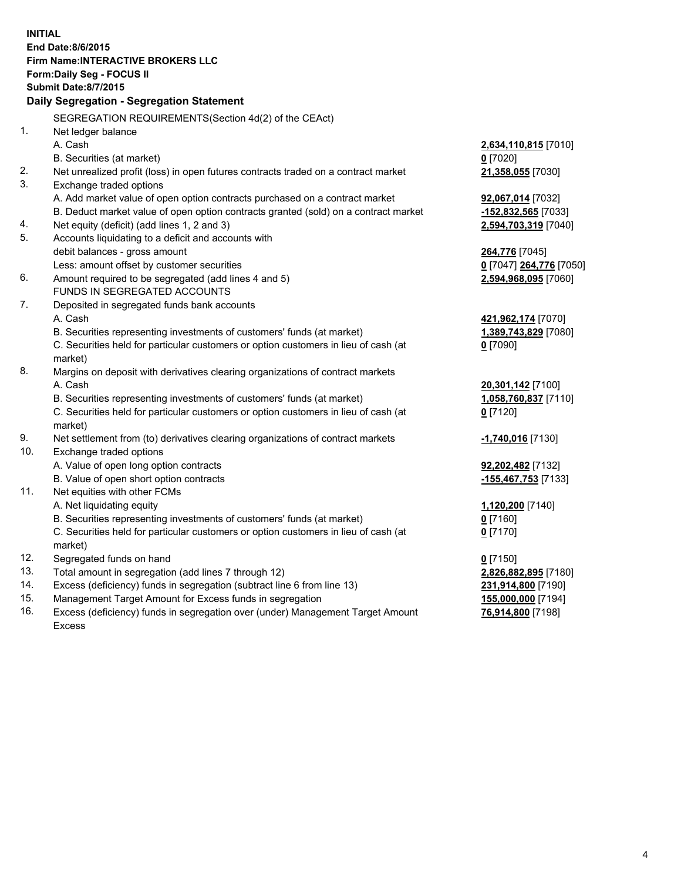**INITIAL**
**End Date:8/6/2015**
**Firm Name:INTERACTIVE BROKERS LLC**
**Form:Daily Seg - FOCUS II**
**Submit Date:8/7/2015**

**Daily Segregation - Segregation Statement**

SEGREGATION REQUIREMENTS(Section 4d(2) of the CEAct)

| | | |
|---|---|---|
| 1. | Net ledger balance | |
| | A. Cash | **2,634,110,815** [7010] |
| | B. Securities (at market) | **0** [7020] |
| 2. | Net unrealized profit (loss) in open futures contracts traded on a contract market | **21,358,055** [7030] |
| 3. | Exchange traded options | |
| | A. Add market value of open option contracts purchased on a contract market | **92,067,014** [7032] |
| | B. Deduct market value of open option contracts granted (sold) on a contract market | **-152,832,565** [7033] |
| 4. | Net equity (deficit) (add lines 1, 2 and 3) | **2,594,703,319** [7040] |
| 5. | Accounts liquidating to a deficit and accounts with | |
| | debit balances - gross amount | **264,776** [7045] |
| | Less: amount offset by customer securities | **0** [7047] **264,776** [7050] |
| 6. | Amount required to be segregated (add lines 4 and 5) | **2,594,968,095** [7060] |
| | FUNDS IN SEGREGATED ACCOUNTS | |
| 7. | Deposited in segregated funds bank accounts | |
| | A. Cash | **421,962,174** [7070] |
| | B. Securities representing investments of customers' funds (at market) | **1,389,743,829** [7080] |
| | C. Securities held for particular customers or option customers in lieu of cash (at market) | **0** [7090] |
| 8. | Margins on deposit with derivatives clearing organizations of contract markets | |
| | A. Cash | **20,301,142** [7100] |
| | B. Securities representing investments of customers' funds (at market) | **1,058,760,837** [7110] |
| | C. Securities held for particular customers or option customers in lieu of cash (at market) | **0** [7120] |
| 9. | Net settlement from (to) derivatives clearing organizations of contract markets | **-1,740,016** [7130] |
| 10. | Exchange traded options | |
| | A. Value of open long option contracts | **92,202,482** [7132] |
| | B. Value of open short option contracts | **-155,467,753** [7133] |
| 11. | Net equities with other FCMs | |
| | A. Net liquidating equity | **1,120,200** [7140] |
| | B. Securities representing investments of customers' funds (at market) | **0** [7160] |
| | C. Securities held for particular customers or option customers in lieu of cash (at market) | **0** [7170] |
| 12. | Segregated funds on hand | **0** [7150] |
| 13. | Total amount in segregation (add lines 7 through 12) | **2,826,882,895** [7180] |
| 14. | Excess (deficiency) funds in segregation (subtract line 6 from line 13) | **231,914,800** [7190] |
| 15. | Management Target Amount for Excess funds in segregation | **155,000,000** [7194] |
| 16. | Excess (deficiency) funds in segregation over (under) Management Target Amount Excess | **76,914,800** [7198] |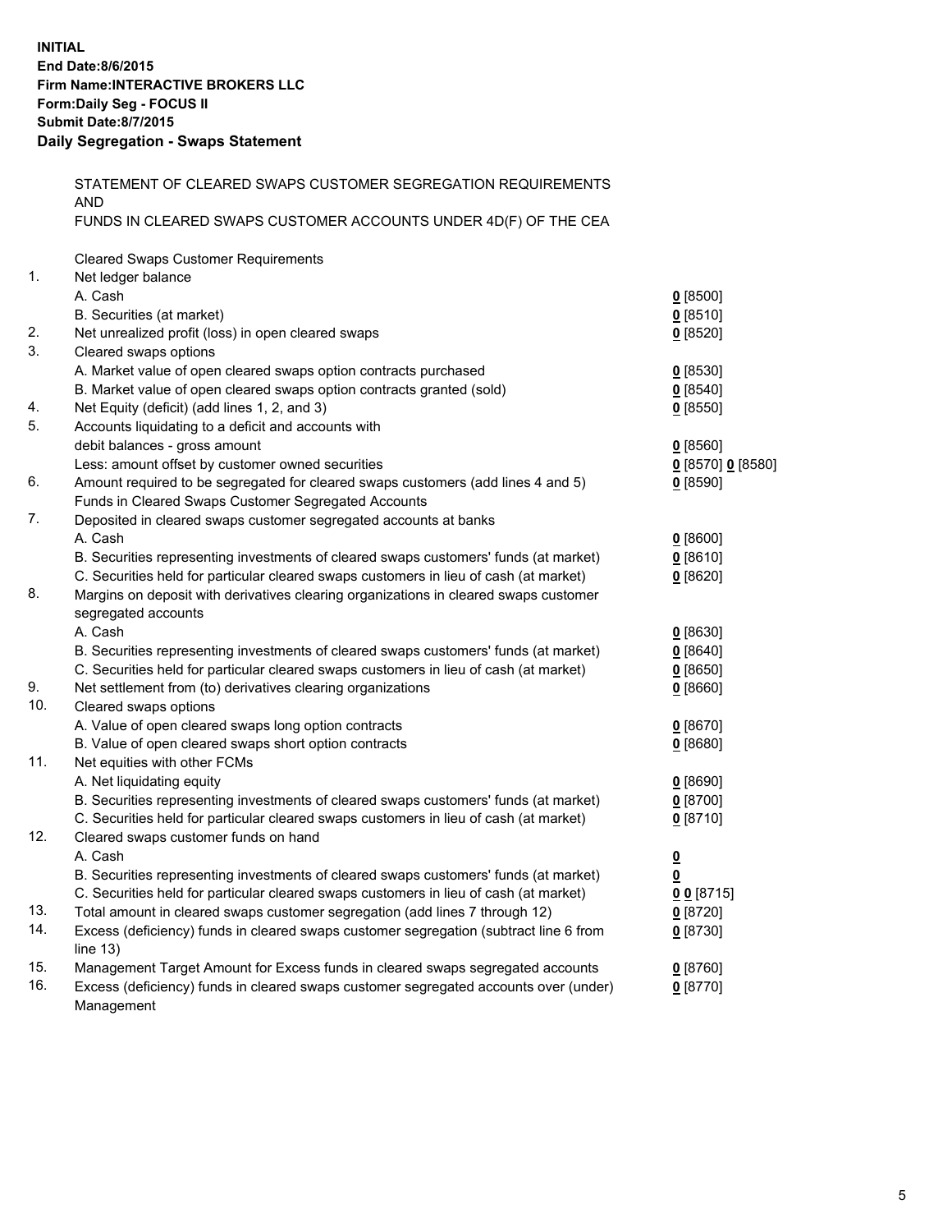**INITIAL**
**End Date:8/6/2015**
**Firm Name:INTERACTIVE BROKERS LLC**
**Form:Daily Seg - FOCUS II**
**Submit Date:8/7/2015**
**Daily Segregation - Swaps Statement**

STATEMENT OF CLEARED SWAPS CUSTOMER SEGREGATION REQUIREMENTS AND FUNDS IN CLEARED SWAPS CUSTOMER ACCOUNTS UNDER 4D(F) OF THE CEA

| | | |
|---|---|---|
| | Cleared Swaps Customer Requirements | |
| 1. | Net ledger balance | |
| | A. Cash | 0 [8500] |
| | B. Securities (at market) | 0 [8510] |
| 2. | Net unrealized profit (loss) in open cleared swaps | 0 [8520] |
| 3. | Cleared swaps options | |
| | A. Market value of open cleared swaps option contracts purchased | 0 [8530] |
| | B. Market value of open cleared swaps option contracts granted (sold) | 0 [8540] |
| 4. | Net Equity (deficit) (add lines 1, 2, and 3) | 0 [8550] |
| 5. | Accounts liquidating to a deficit and accounts with debit balances - gross amount | 0 [8560] |
| | Less: amount offset by customer owned securities | 0 [8570] 0 [8580] |
| 6. | Amount required to be segregated for cleared swaps customers (add lines 4 and 5) | 0 [8590] |
| | Funds in Cleared Swaps Customer Segregated Accounts | |
| 7. | Deposited in cleared swaps customer segregated accounts at banks | |
| | A. Cash | 0 [8600] |
| | B. Securities representing investments of cleared swaps customers' funds (at market) | 0 [8610] |
| | C. Securities held for particular cleared swaps customers in lieu of cash (at market) | 0 [8620] |
| 8. | Margins on deposit with derivatives clearing organizations in cleared swaps customer segregated accounts | |
| | A. Cash | 0 [8630] |
| | B. Securities representing investments of cleared swaps customers' funds (at market) | 0 [8640] |
| | C. Securities held for particular cleared swaps customers in lieu of cash (at market) | 0 [8650] |
| 9. | Net settlement from (to) derivatives clearing organizations | 0 [8660] |
| 10. | Cleared swaps options | |
| | A. Value of open cleared swaps long option contracts | 0 [8670] |
| | B. Value of open cleared swaps short option contracts | 0 [8680] |
| 11. | Net equities with other FCMs | |
| | A. Net liquidating equity | 0 [8690] |
| | B. Securities representing investments of cleared swaps customers' funds (at market) | 0 [8700] |
| | C. Securities held for particular cleared swaps customers in lieu of cash (at market) | 0 [8710] |
| 12. | Cleared swaps customer funds on hand | |
| | A. Cash | 0 |
| | B. Securities representing investments of cleared swaps customers' funds (at market) | 0 |
| | C. Securities held for particular cleared swaps customers in lieu of cash (at market) | 0 0 [8715] |
| 13. | Total amount in cleared swaps customer segregation (add lines 7 through 12) | 0 [8720] |
| 14. | Excess (deficiency) funds in cleared swaps customer segregation (subtract line 6 from line 13) | 0 [8730] |
| 15. | Management Target Amount for Excess funds in cleared swaps segregated accounts | 0 [8760] |
| 16. | Excess (deficiency) funds in cleared swaps customer segregated accounts over (under) Management | 0 [8770] |